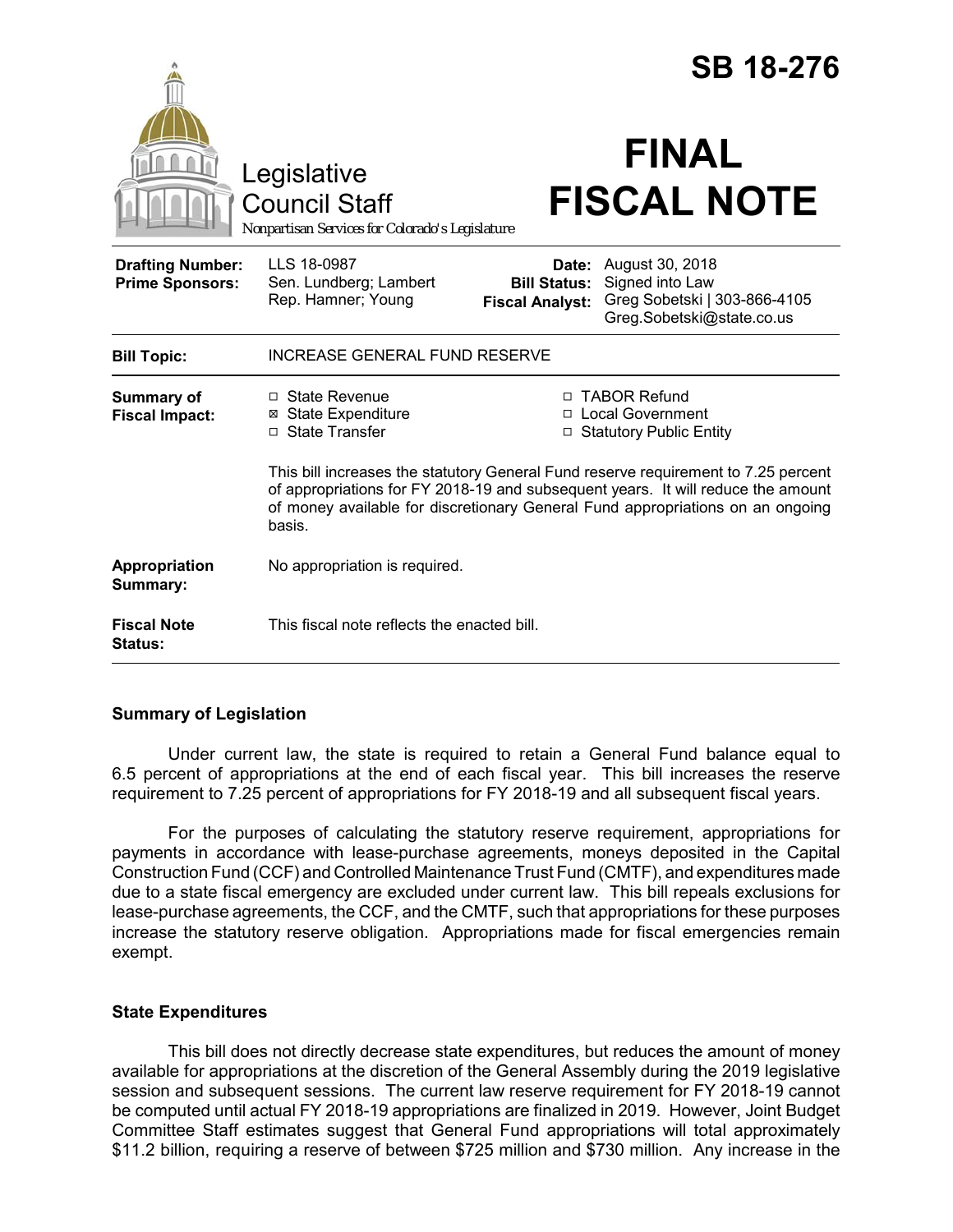# SB 18-276

Legislative Council Staff

*Nonpartisan Services for Colorado's Legislature*

# FINAL FISCAL NOTE

| | | | |
|---|---|---|---|
| **Drafting Number:** | LLS 18-0987 | **Date:** | August 30, 2018 |
| **Prime Sponsors:** | Sen. Lundberg; Lambert<br>Rep. Hamner; Young | **Bill Status:** | Signed into Law |
| | | **Fiscal Analyst:** | Greg Sobetski \| 303-866-4105<br>Greg.Sobetski@state.co.us |

| | |
|---|---|
| **Bill Topic:** | INCREASE GENERAL FUND RESERVE |
| **Summary of Fiscal Impact:** | ☐ State Revenue ☒ State Expenditure ☐ State Transfer ☐ TABOR Refund ☐ Local Government ☐ Statutory Public Entity<br><br>This bill increases the statutory General Fund reserve requirement to 7.25 percent of appropriations for FY 2018-19 and subsequent years. It will reduce the amount of money available for discretionary General Fund appropriations on an ongoing basis. |
| **Appropriation Summary:** | No appropriation is required. |
| **Fiscal Note Status:** | This fiscal note reflects the enacted bill. |

## Summary of Legislation

Under current law, the state is required to retain a General Fund balance equal to 6.5 percent of appropriations at the end of each fiscal year. This bill increases the reserve requirement to 7.25 percent of appropriations for FY 2018-19 and all subsequent fiscal years.

For the purposes of calculating the statutory reserve requirement, appropriations for payments in accordance with lease-purchase agreements, moneys deposited in the Capital Construction Fund (CCF) and Controlled Maintenance Trust Fund (CMTF), and expenditures made due to a state fiscal emergency are excluded under current law. This bill repeals exclusions for lease-purchase agreements, the CCF, and the CMTF, such that appropriations for these purposes increase the statutory reserve obligation. Appropriations made for fiscal emergencies remain exempt.

## State Expenditures

This bill does not directly decrease state expenditures, but reduces the amount of money available for appropriations at the discretion of the General Assembly during the 2019 legislative session and subsequent sessions. The current law reserve requirement for FY 2018-19 cannot be computed until actual FY 2018-19 appropriations are finalized in 2019. However, Joint Budget Committee Staff estimates suggest that General Fund appropriations will total approximately $11.2 billion, requiring a reserve of between $725 million and $730 million. Any increase in the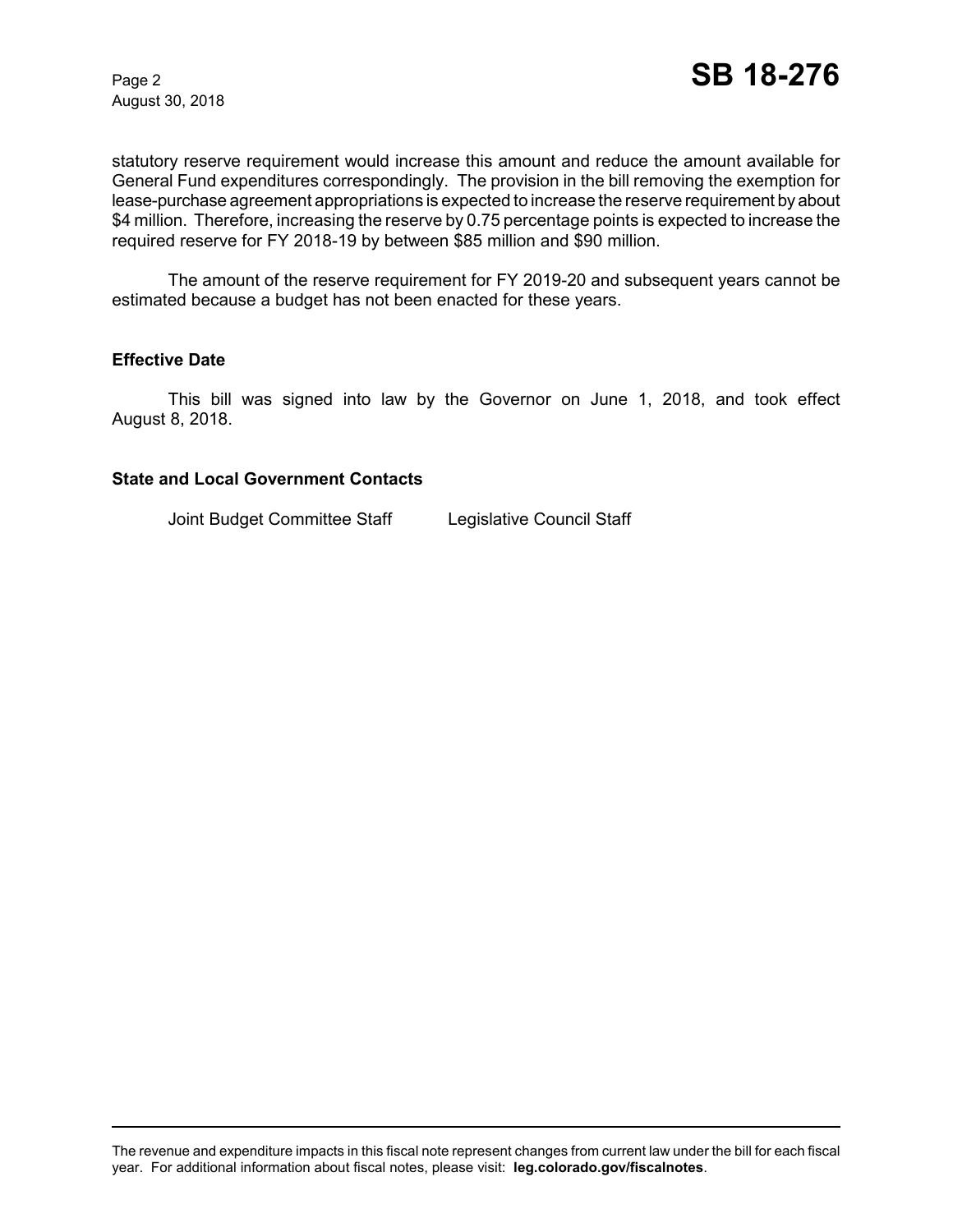statutory reserve requirement would increase this amount and reduce the amount available for General Fund expenditures correspondingly. The provision in the bill removing the exemption for lease-purchase agreement appropriations is expected to increase the reserve requirement by about $4 million. Therefore, increasing the reserve by 0.75 percentage points is expected to increase the required reserve for FY 2018-19 by between $85 million and $90 million.

The amount of the reserve requirement for FY 2019-20 and subsequent years cannot be estimated because a budget has not been enacted for these years.

### Effective Date

This bill was signed into law by the Governor on June 1, 2018, and took effect August 8, 2018.

### State and Local Government Contacts

Joint Budget Committee Staff     Legislative Council Staff

The revenue and expenditure impacts in this fiscal note represent changes from current law under the bill for each fiscal year. For additional information about fiscal notes, please visit: **leg.colorado.gov/fiscalnotes**.